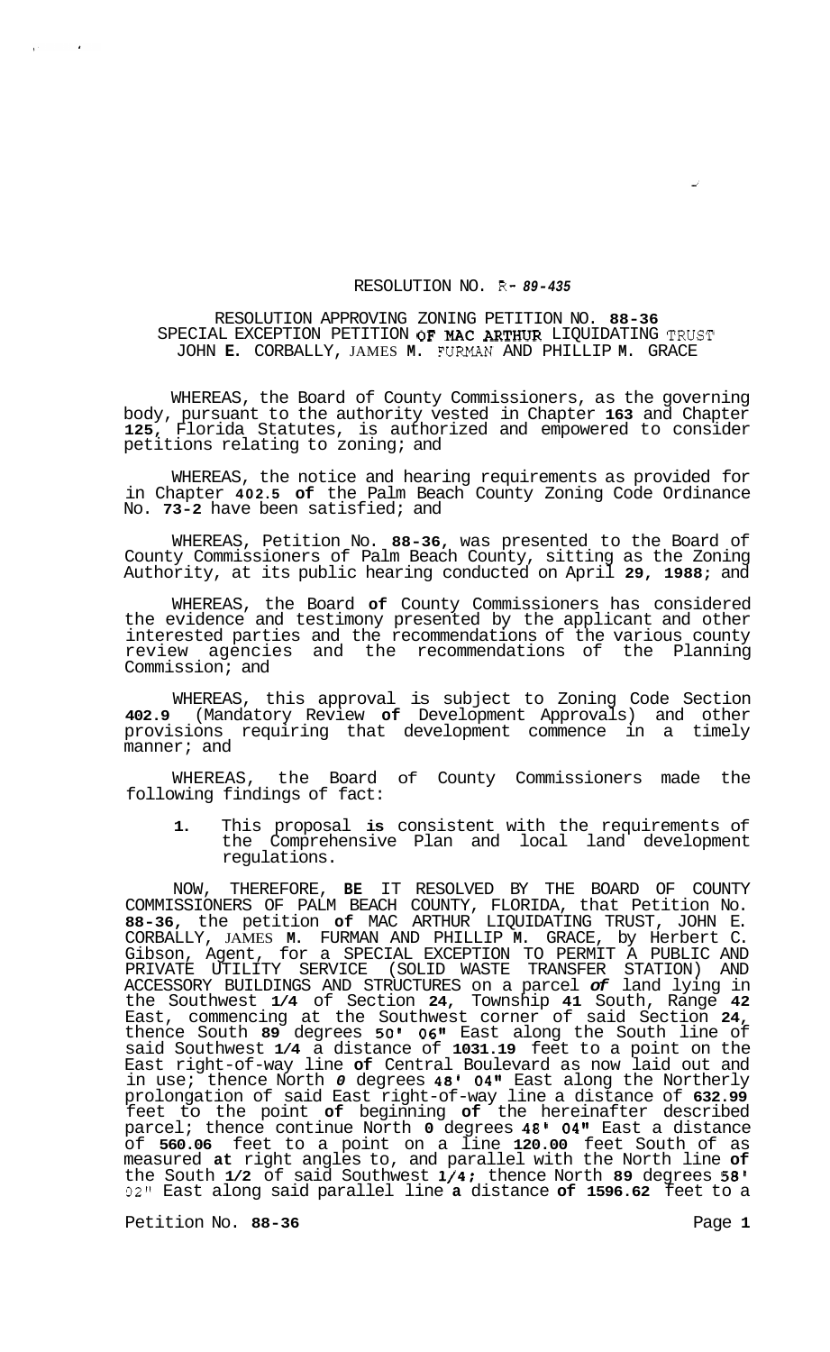RESOLUTION NO. R- 89-435

RESOLUTION APPROVING ZONING PETITION NO. 88-36
SPECIAL EXCEPTION PETITION OF MAC ARTHUR LIQUIDATING TRUST
JOHN E. CORBALLY, JAMES M. FURMAN AND PHILLIP M. GRACE

WHEREAS, the Board of County Commissioners, as the governing body, pursuant to the authority vested in Chapter 163 and Chapter 125, Florida Statutes, is authorized and empowered to consider petitions relating to zoning; and

WHEREAS, the notice and hearing requirements as provided for in Chapter 402.5 of the Palm Beach County Zoning Code Ordinance No. 73-2 have been satisfied; and

WHEREAS, Petition No. 88-36, was presented to the Board of County Commissioners of Palm Beach County, sitting as the Zoning Authority, at its public hearing conducted on April 29, 1988; and

WHEREAS, the Board of County Commissioners has considered the evidence and testimony presented by the applicant and other interested parties and the recommendations of the various county review agencies and the recommendations of the Planning Commission; and

WHEREAS, this approval is subject to Zoning Code Section 402.9 (Mandatory Review of Development Approvals) and other provisions requiring that development commence in a timely manner; and

WHEREAS, the Board of County Commissioners made the following findings of fact:

1. This proposal is consistent with the requirements of the Comprehensive Plan and local land development regulations.

NOW, THEREFORE, BE IT RESOLVED BY THE BOARD OF COUNTY COMMISSIONERS OF PALM BEACH COUNTY, FLORIDA, that Petition No. 88-36, the petition of MAC ARTHUR LIQUIDATING TRUST, JOHN E. CORBALLY, JAMES M. FURMAN AND PHILLIP M. GRACE, by Herbert C. Gibson, Agent, for a SPECIAL EXCEPTION TO PERMIT A PUBLIC AND PRIVATE UTILITY SERVICE (SOLID WASTE TRANSFER STATION) AND ACCESSORY BUILDINGS AND STRUCTURES on a parcel of land lying in the Southwest 1/4 of Section 24, Township 41 South, Range 42 East, commencing at the Southwest corner of said Section 24, thence South 89 degrees 50' 06" East along the South line of said Southwest 1/4 a distance of 1031.19 feet to a point on the East right-of-way line of Central Boulevard as now laid out and in use; thence North 0 degrees 48' 04" East along the Northerly prolongation of said East right-of-way line a distance of 632.99 feet to the point of beginning of the hereinafter described parcel; thence continue North 0 degrees 48' 04" East a distance of 560.06 feet to a point on a line 120.00 feet South of as measured at right angles to, and parallel with the North line of the South 1/2 of said Southwest 1/4; thence North 89 degrees 58' 02" East along said parallel line a distance of 1596.62 feet to a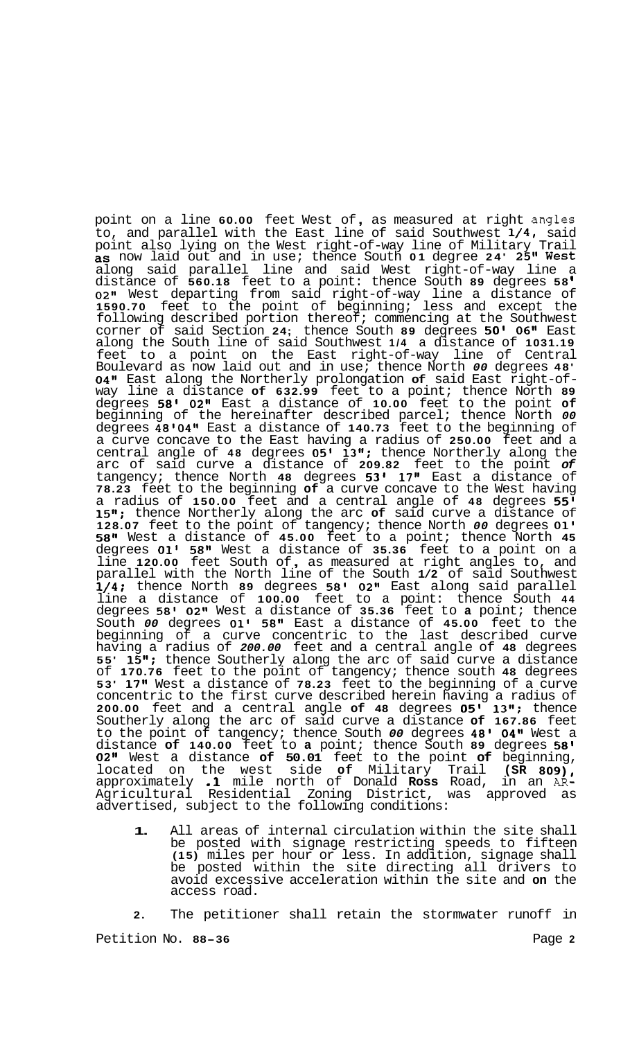point on a line 60.00 feet West of, as measured at right angles to, and parallel with the East line of said Southwest 1/4, said point also lying on the West right-of-way line of Military Trail as now laid out and in use; thence South 01 degree 24' 25" West along said parallel line and said West right-of-way line a distance of 560.18 feet to a point: thence South 89 degrees 58' 02" West departing from said right-of-way line a distance of 1590.70 feet to the point of beginning; less and except the following described portion thereof; commencing at the Southwest corner of said Section 24; thence South 89 degrees 50' 06" East along the South line of said Southwest 1/4 a distance of 1031.19 feet to a point on the East right-of-way line of Central Boulevard as now laid out and in use; thence North 00 degrees 48' 04" East along the Northerly prolongation of said East right-of-way line a distance of 632.99 feet to a point; thence North 89 degrees 58' 02" East a distance of 10.00 feet to the point of beginning of the hereinafter described parcel; thence North 00 degrees 48'04" East a distance of 140.73 feet to the beginning of a curve concave to the East having a radius of 250.00 feet and a central angle of 48 degrees 05' 13"; thence Northerly along the arc of said curve a distance of 209.82 feet to the point of tangency; thence North 48 degrees 53' 17" East a distance of 78.23 feet to the beginning of a curve concave to the West having a radius of 150.00 feet and a central angle of 48 degrees 55' 15"; thence Northerly along the arc of said curve a distance of 128.07 feet to the point of tangency; thence North 00 degrees 01' 58" West a distance of 45.00 feet to a point; thence North 45 degrees 01' 58" West a distance of 35.36 feet to a point on a line 120.00 feet South of, as measured at right angles to, and parallel with the North line of the South 1/2 of said Southwest 1/4; thence North 89 degrees 58' 02" East along said parallel line a distance of 100.00 feet to a point: thence South 44 degrees 58' 02" West a distance of 35.36 feet to a point; thence South 00 degrees 01' 58" East a distance of 45.00 feet to the beginning of a curve concentric to the last described curve having a radius of 200.00 feet and a central angle of 48 degrees 55' 15"; thence Southerly along the arc of said curve a distance of 170.76 feet to the point of tangency; thence south 48 degrees 53' 17" West a distance of 78.23 feet to the beginning of a curve concentric to the first curve described herein having a radius of 200.00 feet and a central angle of 48 degrees 05' 13"; thence Southerly along the arc of said curve a distance of 167.86 feet to the point of tangency; thence South 00 degrees 48' 04" West a distance of 140.00 feet to a point; thence South 89 degrees 58' 02" West a distance of 50.01 feet to the point of beginning, located on the west side of Military Trail (SR 809), approximately .1 mile north of Donald Ross Road, in an AR-Agricultural Residential Zoning District, was approved as advertised, subject to the following conditions:

1. All areas of internal circulation within the site shall be posted with signage restricting speeds to fifteen (15) miles per hour or less. In addition, signage shall be posted within the site directing all drivers to avoid excessive acceleration within the site and on the access road.

2. The petitioner shall retain the stormwater runoff in

Petition No. 88-36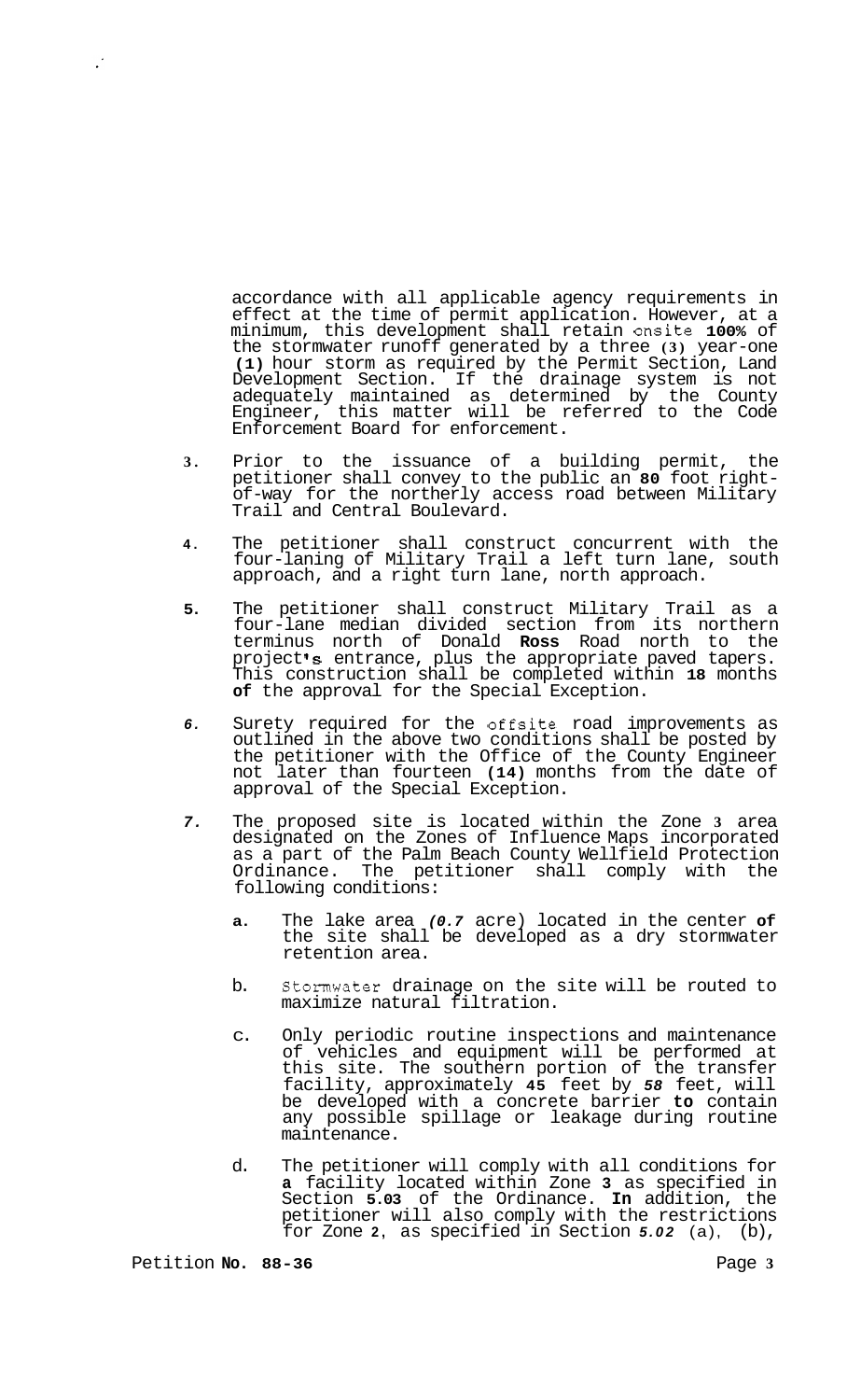accordance with all applicable agency requirements in effect at the time of permit application. However, at a minimum, this development shall retain onsite 100% of the stormwater runoff generated by a three (3) year-one (1) hour storm as required by the Permit Section, Land Development Section. If the drainage system is not adequately maintained as determined by the County Engineer, this matter will be referred to the Code Enforcement Board for enforcement.

3. Prior to the issuance of a building permit, the petitioner shall convey to the public an 80 foot right-of-way for the northerly access road between Military Trail and Central Boulevard.

4. The petitioner shall construct concurrent with the four-laning of Military Trail a left turn lane, south approach, and a right turn lane, north approach.

5. The petitioner shall construct Military Trail as a four-lane median divided section from its northern terminus north of Donald Ross Road north to the project's entrance, plus the appropriate paved tapers. This construction shall be completed within 18 months of the approval for the Special Exception.

6. Surety required for the offsite road improvements as outlined in the above two conditions shall be posted by the petitioner with the Office of the County Engineer not later than fourteen (14) months from the date of approval of the Special Exception.

7. The proposed site is located within the Zone 3 area designated on the Zones of Influence Maps incorporated as a part of the Palm Beach County Wellfield Protection Ordinance. The petitioner shall comply with the following conditions:

   a. The lake area (0.7 acre) located in the center of the site shall be developed as a dry stormwater retention area.

   b. Stormwater drainage on the site will be routed to maximize natural filtration.

   c. Only periodic routine inspections and maintenance of vehicles and equipment will be performed at this site. The southern portion of the transfer facility, approximately 45 feet by 58 feet, will be developed with a concrete barrier to contain any possible spillage or leakage during routine maintenance.

   d. The petitioner will comply with all conditions for a facility located within Zone 3 as specified in Section 5.03 of the Ordinance. In addition, the petitioner will also comply with the restrictions for Zone 2, as specified in Section 5.02 (a), (b),

Petition No. 88-36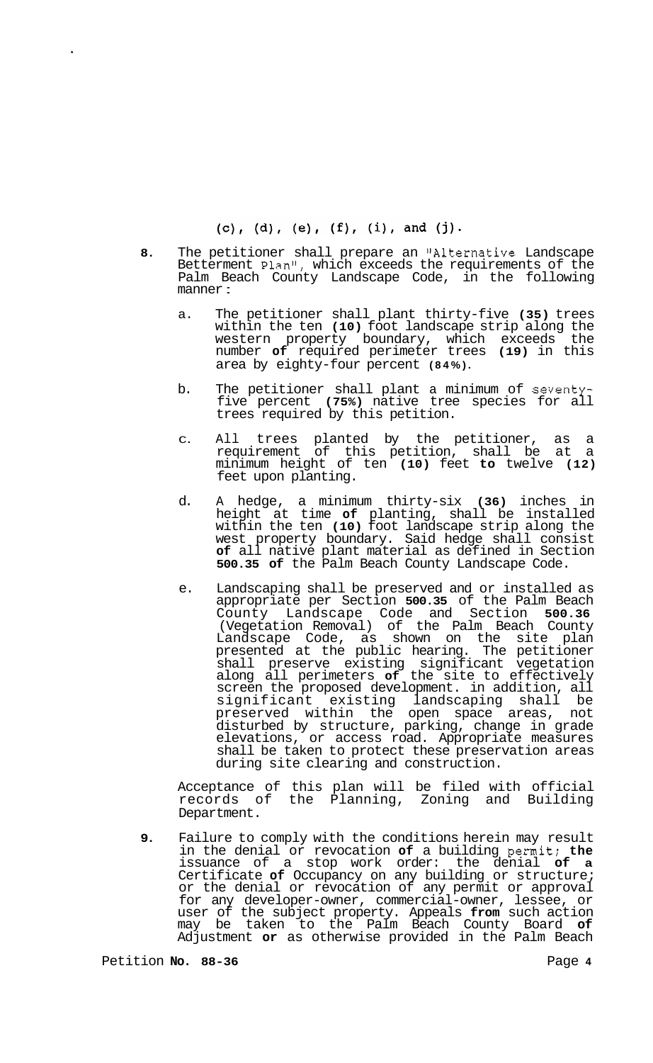(c), (d), (e), (f), (i), and (j).

8. The petitioner shall prepare an "Alternative Landscape Betterment Plan", which exceeds the requirements of the Palm Beach County Landscape Code, in the following manner:

   a. The petitioner shall plant thirty-five (35) trees within the ten (10) foot landscape strip along the western property boundary, which exceeds the number of required perimeter trees (19) in this area by eighty-four percent (84%).

   b. The petitioner shall plant a minimum of seventy-five percent (75%) native tree species for all trees required by this petition.

   c. All trees planted by the petitioner, as a requirement of this petition, shall be at a minimum height of ten (10) feet to twelve (12) feet upon planting.

   d. A hedge, a minimum thirty-six (36) inches in height at time of planting, shall be installed within the ten (10) foot landscape strip along the west property boundary. Said hedge shall consist of all native plant material as defined in Section 500.35 of the Palm Beach County Landscape Code.

   e. Landscaping shall be preserved and or installed as appropriate per Section 500.35 of the Palm Beach County Landscape Code and Section 500.36 (Vegetation Removal) of the Palm Beach County Landscape Code, as shown on the site plan presented at the public hearing. The petitioner shall preserve existing significant vegetation along all perimeters of the site to effectively screen the proposed development. in addition, all significant existing landscaping shall be preserved within the open space areas, not disturbed by structure, parking, change in grade elevations, or access road. Appropriate measures shall be taken to protect these preservation areas during site clearing and construction.

   Acceptance of this plan will be filed with official records of the Planning, Zoning and Building Department.

9. Failure to comply with the conditions herein may result in the denial or revocation of a building permit; the issuance of a stop work order: the denial of a Certificate of Occupancy on any building or structure; or the denial or revocation of any permit or approval for any developer-owner, commercial-owner, lessee, or user of the subject property. Appeals from such action may be taken to the Palm Beach County Board of Adjustment or as otherwise provided in the Palm Beach

Petition No. 88-36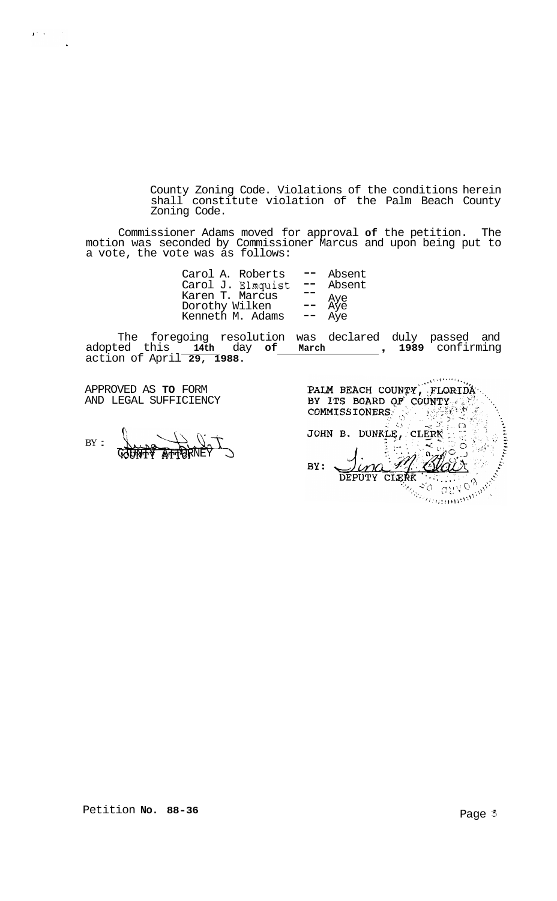County Zoning Code. Violations of the conditions herein shall constitute violation of the Palm Beach County Zoning Code.

Commissioner Adams moved for approval **of** the petition. The motion was seconded by Commissioner Marcus and upon being put to a vote, the vote was as follows:

| | | |
|---|---|---|
| Carol A. Roberts | -- | Absent |
| Carol J. Elmquist | -- | Absent |
| Karen T. Marcus | -- | Aye |
| Dorothy Wilken | -- | Aye |
| Kenneth M. Adams | -- | Aye |

The foregoing resolution was declared duly passed and adopted this **14th** day **of** **March**, **1989** confirming action of April **29, 1988.**

APPROVED AS **TO** FORM
AND LEGAL SUFFICIENCY

BY: COUNTY ATTORNEY

PALM BEACH COUNTY, FLORIDA
BY ITS BOARD OF COUNTY
COMMISSIONERS

JOHN B. DUNKLE, CLERK

BY: DEPUTY CLERK

Petition **No. 88-36**